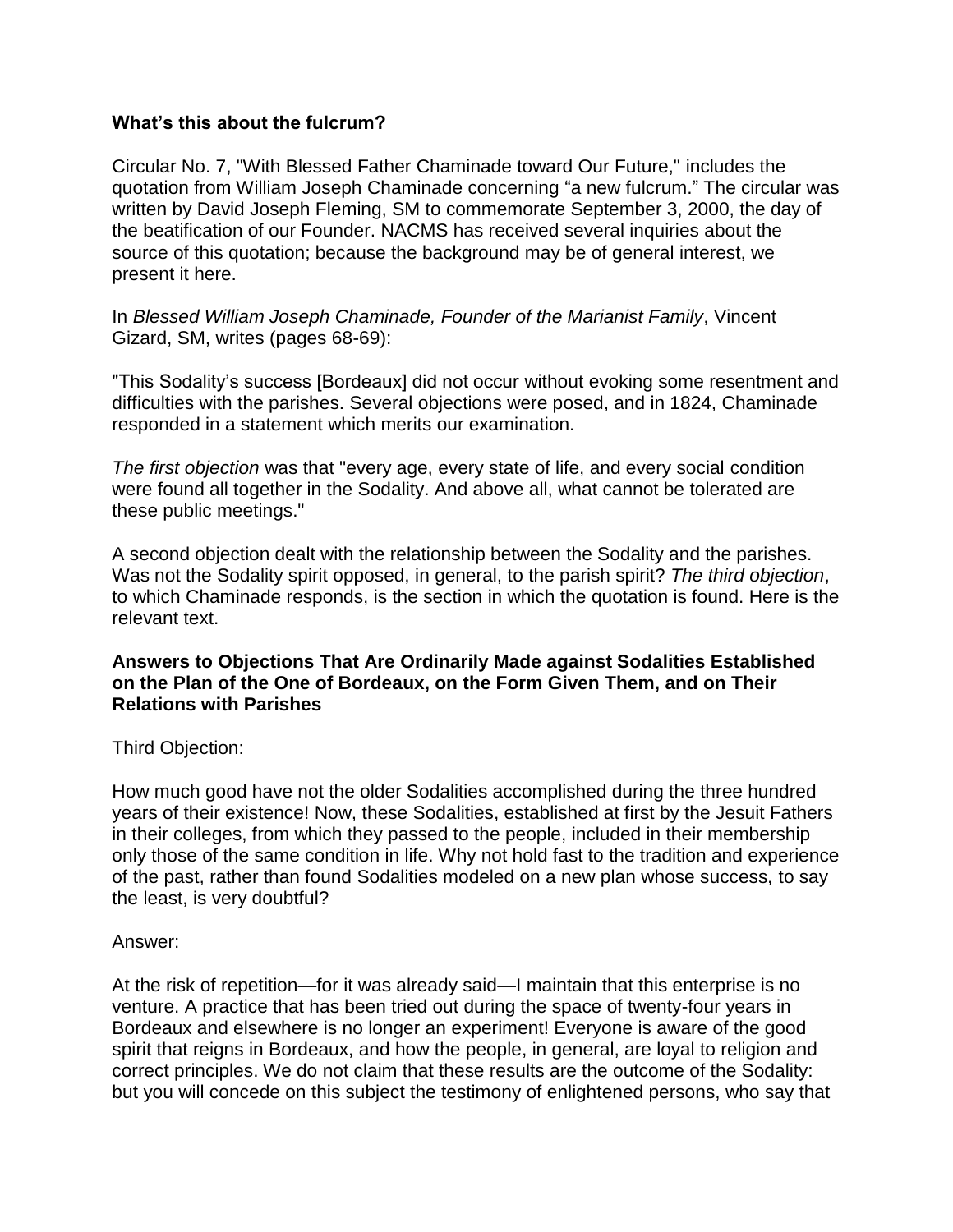**What's this about the fulcrum?**

Circular No. 7, "With Blessed Father Chaminade toward Our Future," includes the quotation from William Joseph Chaminade concerning "a new fulcrum." The circular was written by David Joseph Fleming, SM to commemorate September 3, 2000, the day of the beatification of our Founder. NACMS has received several inquiries about the source of this quotation; because the background may be of general interest, we present it here.

In *Blessed William Joseph Chaminade, Founder of the Marianist Family*, Vincent Gizard, SM, writes (pages 68-69):

"This Sodality's success [Bordeaux] did not occur without evoking some resentment and difficulties with the parishes. Several objections were posed, and in 1824, Chaminade responded in a statement which merits our examination.

*The first objection* was that "every age, every state of life, and every social condition were found all together in the Sodality. And above all, what cannot be tolerated are these public meetings."

A second objection dealt with the relationship between the Sodality and the parishes. Was not the Sodality spirit opposed, in general, to the parish spirit? *The third objection*, to which Chaminade responds, is the section in which the quotation is found. Here is the relevant text.

**Answers to Objections That Are Ordinarily Made against Sodalities Established on the Plan of the One of Bordeaux, on the Form Given Them, and on Their Relations with Parishes**

Third Objection:

How much good have not the older Sodalities accomplished during the three hundred years of their existence! Now, these Sodalities, established at first by the Jesuit Fathers in their colleges, from which they passed to the people, included in their membership only those of the same condition in life. Why not hold fast to the tradition and experience of the past, rather than found Sodalities modeled on a new plan whose success, to say the least, is very doubtful?

Answer:

At the risk of repetition—for it was already said—I maintain that this enterprise is no venture. A practice that has been tried out during the space of twenty-four years in Bordeaux and elsewhere is no longer an experiment! Everyone is aware of the good spirit that reigns in Bordeaux, and how the people, in general, are loyal to religion and correct principles. We do not claim that these results are the outcome of the Sodality: but you will concede on this subject the testimony of enlightened persons, who say that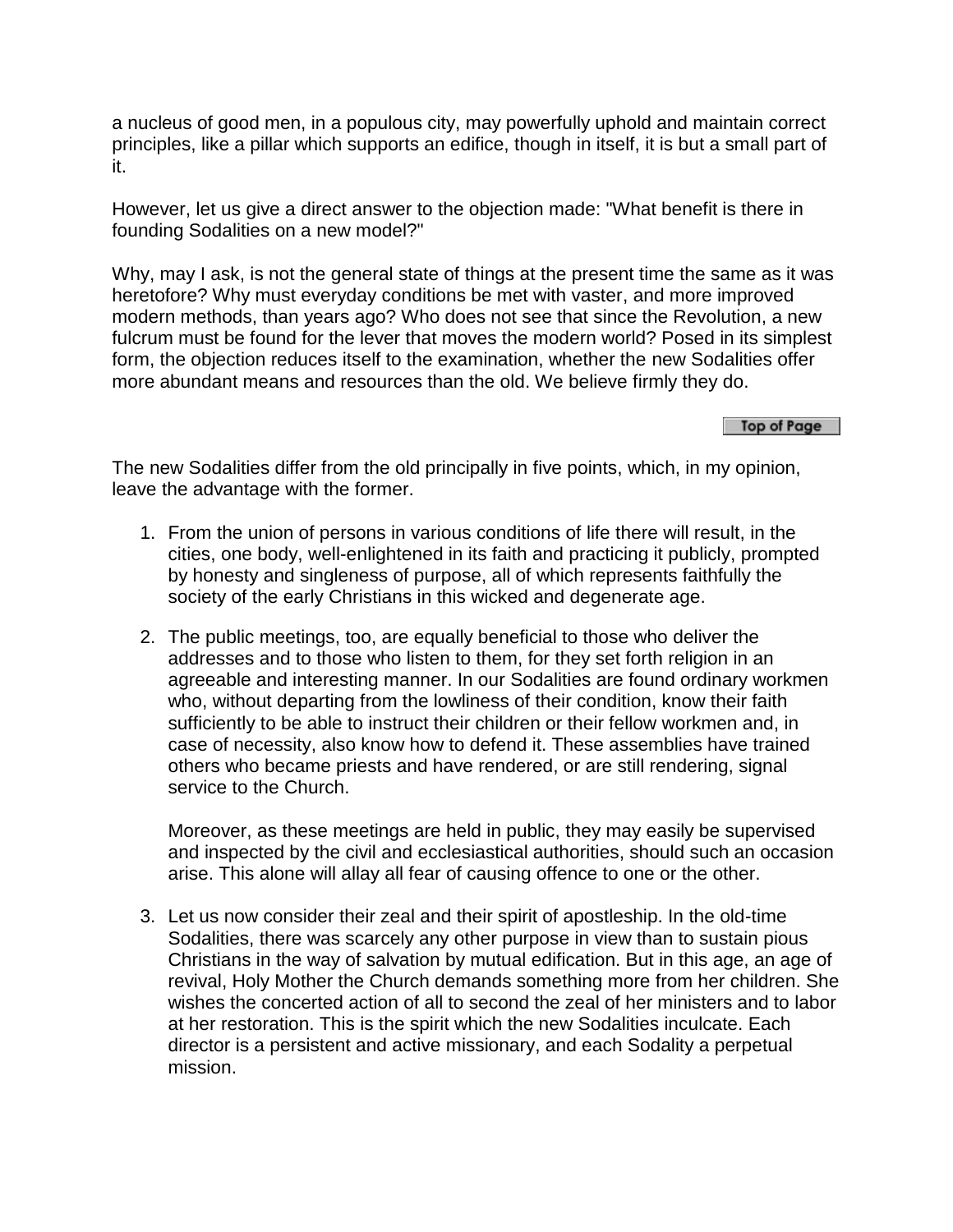a nucleus of good men, in a populous city, may powerfully uphold and maintain correct principles, like a pillar which supports an edifice, though in itself, it is but a small part of it.

However, let us give a direct answer to the objection made: "What benefit is there in founding Sodalities on a new model?"

Why, may I ask, is not the general state of things at the present time the same as it was heretofore? Why must everyday conditions be met with vaster, and more improved modern methods, than years ago? Who does not see that since the Revolution, a new fulcrum must be found for the lever that moves the modern world? Posed in its simplest form, the objection reduces itself to the examination, whether the new Sodalities offer more abundant means and resources than the old. We believe firmly they do.

The new Sodalities differ from the old principally in five points, which, in my opinion, leave the advantage with the former.

1. From the union of persons in various conditions of life there will result, in the cities, one body, well-enlightened in its faith and practicing it publicly, prompted by honesty and singleness of purpose, all of which represents faithfully the society of the early Christians in this wicked and degenerate age.

2. The public meetings, too, are equally beneficial to those who deliver the addresses and to those who listen to them, for they set forth religion in an agreeable and interesting manner. In our Sodalities are found ordinary workmen who, without departing from the lowliness of their condition, know their faith sufficiently to be able to instruct their children or their fellow workmen and, in case of necessity, also know how to defend it. These assemblies have trained others who became priests and have rendered, or are still rendering, signal service to the Church.

   Moreover, as these meetings are held in public, they may easily be supervised and inspected by the civil and ecclesiastical authorities, should such an occasion arise. This alone will allay all fear of causing offence to one or the other.

3. Let us now consider their zeal and their spirit of apostleship. In the old-time Sodalities, there was scarcely any other purpose in view than to sustain pious Christians in the way of salvation by mutual edification. But in this age, an age of revival, Holy Mother the Church demands something more from her children. She wishes the concerted action of all to second the zeal of her ministers and to labor at her restoration. This is the spirit which the new Sodalities inculcate. Each director is a persistent and active missionary, and each Sodality a perpetual mission.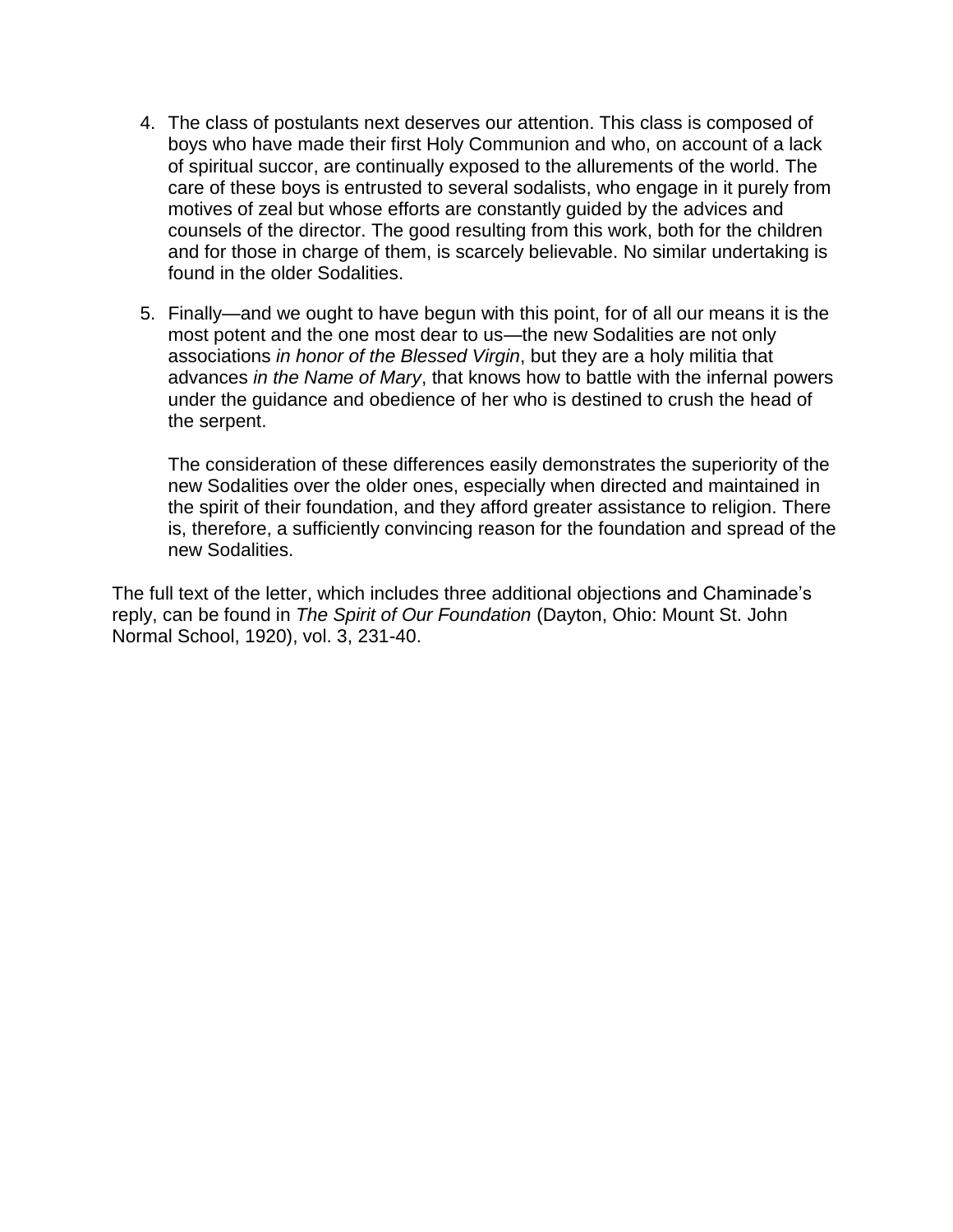4. The class of postulants next deserves our attention. This class is composed of boys who have made their first Holy Communion and who, on account of a lack of spiritual succor, are continually exposed to the allurements of the world. The care of these boys is entrusted to several sodalists, who engage in it purely from motives of zeal but whose efforts are constantly guided by the advices and counsels of the director. The good resulting from this work, both for the children and for those in charge of them, is scarcely believable. No similar undertaking is found in the older Sodalities.

5. Finally—and we ought to have begun with this point, for of all our means it is the most potent and the one most dear to us—the new Sodalities are not only associations *in honor of the Blessed Virgin*, but they are a holy militia that advances *in the Name of Mary*, that knows how to battle with the infernal powers under the guidance and obedience of her who is destined to crush the head of the serpent.

   The consideration of these differences easily demonstrates the superiority of the new Sodalities over the older ones, especially when directed and maintained in the spirit of their foundation, and they afford greater assistance to religion. There is, therefore, a sufficiently convincing reason for the foundation and spread of the new Sodalities.

The full text of the letter, which includes three additional objections and Chaminade's reply, can be found in *The Spirit of Our Foundation* (Dayton, Ohio: Mount St. John Normal School, 1920), vol. 3, 231-40.